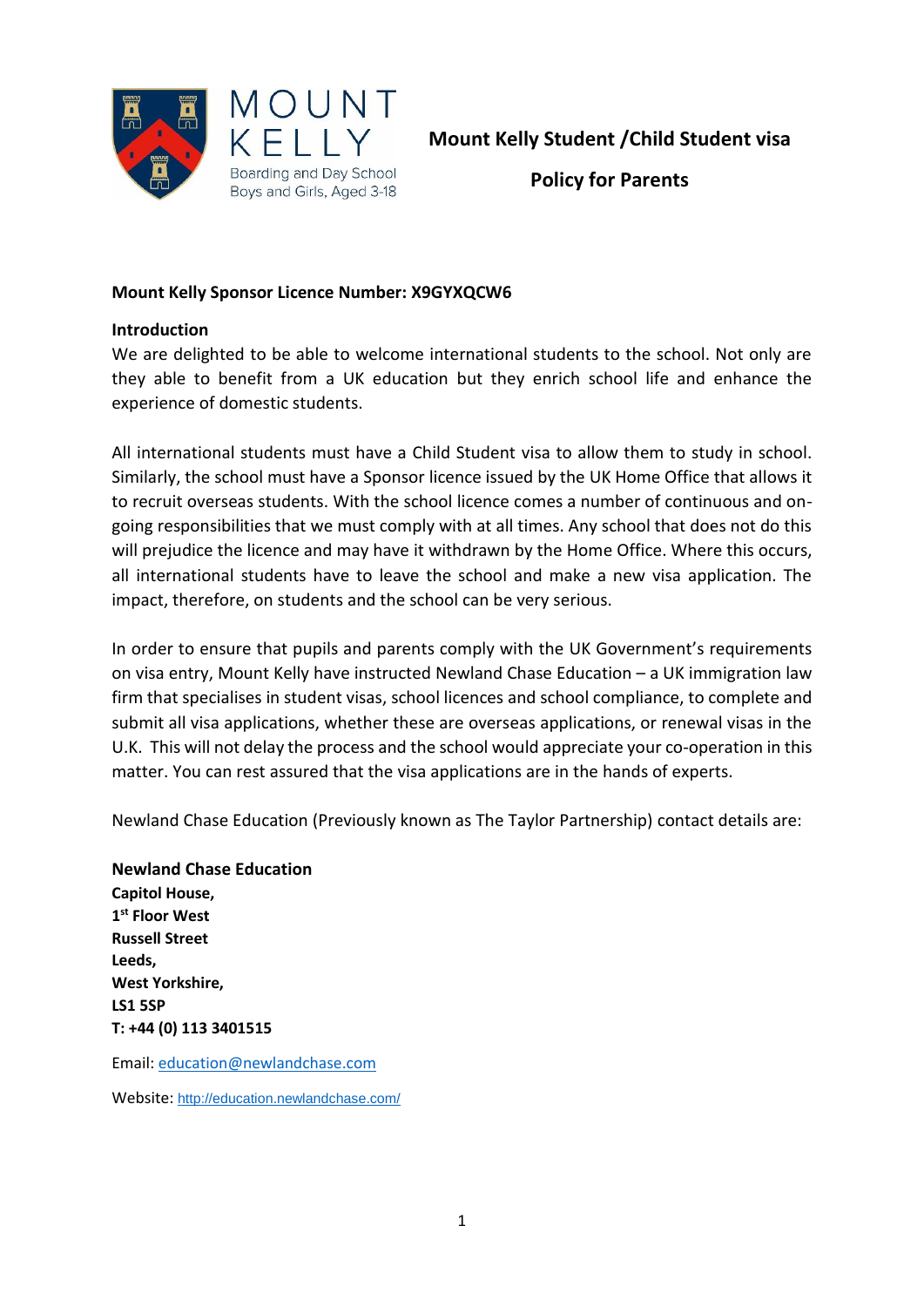MOUNT KELLY

Boarding and Day School
Boys and Girls, Aged 3-18

# Mount Kelly Student /Child Student visa Policy for Parents

**Mount Kelly Sponsor Licence Number: X9GYXQCW6**

**Introduction**

We are delighted to be able to welcome international students to the school. Not only are they able to benefit from a UK education but they enrich school life and enhance the experience of domestic students.

All international students must have a Child Student visa to allow them to study in school. Similarly, the school must have a Sponsor licence issued by the UK Home Office that allows it to recruit overseas students. With the school licence comes a number of continuous and on-going responsibilities that we must comply with at all times. Any school that does not do this will prejudice the licence and may have it withdrawn by the Home Office. Where this occurs, all international students have to leave the school and make a new visa application. The impact, therefore, on students and the school can be very serious.

In order to ensure that pupils and parents comply with the UK Government's requirements on visa entry, Mount Kelly have instructed Newland Chase Education – a UK immigration law firm that specialises in student visas, school licences and school compliance, to complete and submit all visa applications, whether these are overseas applications, or renewal visas in the U.K. This will not delay the process and the school would appreciate your co-operation in this matter. You can rest assured that the visa applications are in the hands of experts.

Newland Chase Education (Previously known as The Taylor Partnership) contact details are:

**Newland Chase Education**
**Capitol House,**
**1st Floor West**
**Russell Street**
**Leeds,**
**West Yorkshire,**
**LS1 5SP**
**T: +44 (0) 113 3401515**

Email: education@newlandchase.com

Website: http://education.newlandchase.com/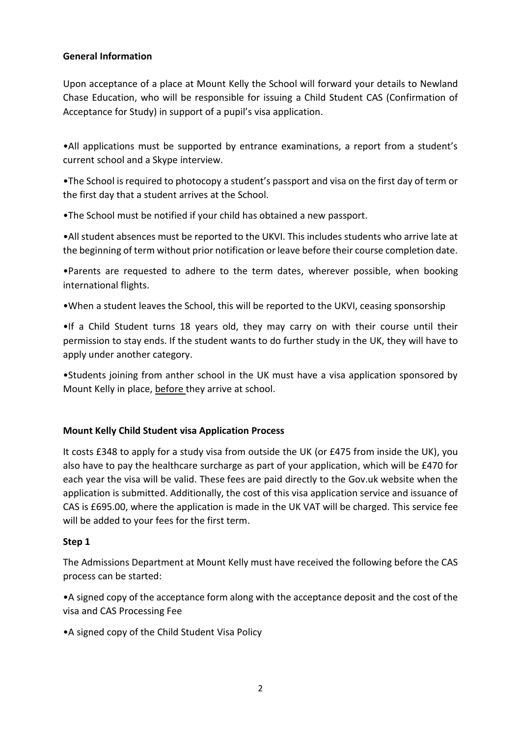**General Information**

Upon acceptance of a place at Mount Kelly the School will forward your details to Newland Chase Education, who will be responsible for issuing a Child Student CAS (Confirmation of Acceptance for Study) in support of a pupil's visa application.

•All applications must be supported by entrance examinations, a report from a student's current school and a Skype interview.

•The School is required to photocopy a student's passport and visa on the first day of term or the first day that a student arrives at the School.

•The School must be notified if your child has obtained a new passport.

•All student absences must be reported to the UKVI. This includes students who arrive late at the beginning of term without prior notification or leave before their course completion date.

•Parents are requested to adhere to the term dates, wherever possible, when booking international flights.

•When a student leaves the School, this will be reported to the UKVI, ceasing sponsorship

•If a Child Student turns 18 years old, they may carry on with their course until their permission to stay ends. If the student wants to do further study in the UK, they will have to apply under another category.

•Students joining from anther school in the UK must have a visa application sponsored by Mount Kelly in place, <u>before</u> they arrive at school.

**Mount Kelly Child Student visa Application Process**

It costs £348 to apply for a study visa from outside the UK (or £475 from inside the UK), you also have to pay the healthcare surcharge as part of your application, which will be £470 for each year the visa will be valid. These fees are paid directly to the Gov.uk website when the application is submitted. Additionally, the cost of this visa application service and issuance of CAS is £695.00, where the application is made in the UK VAT will be charged. This service fee will be added to your fees for the first term.

**Step 1**

The Admissions Department at Mount Kelly must have received the following before the CAS process can be started:

•A signed copy of the acceptance form along with the acceptance deposit and the cost of the visa and CAS Processing Fee

•A signed copy of the Child Student Visa Policy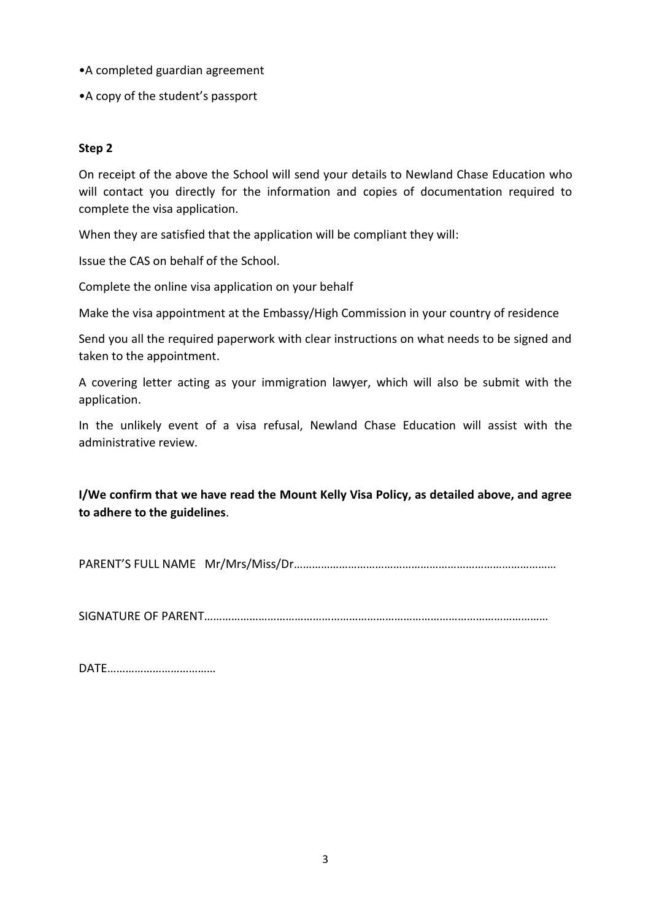•A completed guardian agreement

•A copy of the student's passport

**Step 2**

On receipt of the above the School will send your details to Newland Chase Education who will contact you directly for the information and copies of documentation required to complete the visa application.

When they are satisfied that the application will be compliant they will:

Issue the CAS on behalf of the School.

Complete the online visa application on your behalf

Make the visa appointment at the Embassy/High Commission in your country of residence

Send you all the required paperwork with clear instructions on what needs to be signed and taken to the appointment.

A covering letter acting as your immigration lawyer, which will also be submit with the application.

In the unlikely event of a visa refusal, Newland Chase Education will assist with the administrative review.

**I/We confirm that we have read the Mount Kelly Visa Policy, as detailed above, and agree to adhere to the guidelines**.

PARENT'S FULL NAME Mr/Mrs/Miss/Dr…………………………………………………………………………

SIGNATURE OF PARENT……………………………………………………………………………………………

DATE………………………………